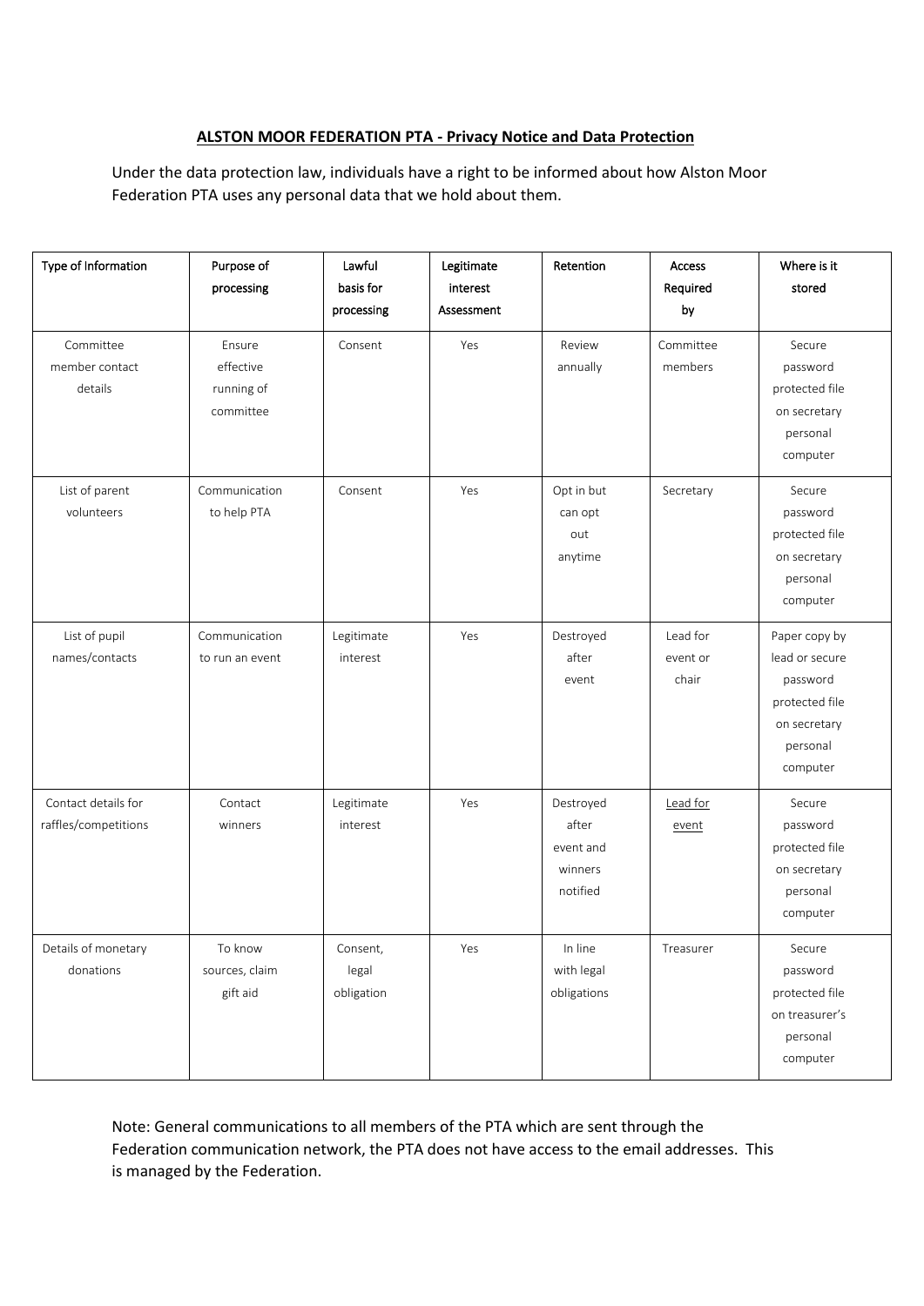**ALSTON MOOR FEDERATION PTA - Privacy Notice and Data Protection**

Under the data protection law, individuals have a right to be informed about how Alston Moor Federation PTA uses any personal data that we hold about them.

| Type of Information | Purpose of processing | Lawful basis for processing | Legitimate interest Assessment | Retention | Access Required by | Where is it stored |
|---|---|---|---|---|---|---|
| Committee member contact details | Ensure effective running of committee | Consent | Yes | Review annually | Committee members | Secure password protected file on secretary personal computer |
| List of parent volunteers | Communication to help PTA | Consent | Yes | Opt in but can opt out anytime | Secretary | Secure password protected file on secretary personal computer |
| List of pupil names/contacts | Communication to run an event | Legitimate interest | Yes | Destroyed after event | Lead for event or chair | Paper copy by lead or secure password protected file on secretary personal computer |
| Contact details for raffles/competitions | Contact winners | Legitimate interest | Yes | Destroyed after event and winners notified | Lead for event | Secure password protected file on secretary personal computer |
| Details of monetary donations | To know sources, claim gift aid | Consent, legal obligation | Yes | In line with legal obligations | Treasurer | Secure password protected file on treasurer's personal computer |

Note: General communications to all members of the PTA which are sent through the Federation communication network, the PTA does not have access to the email addresses. This is managed by the Federation.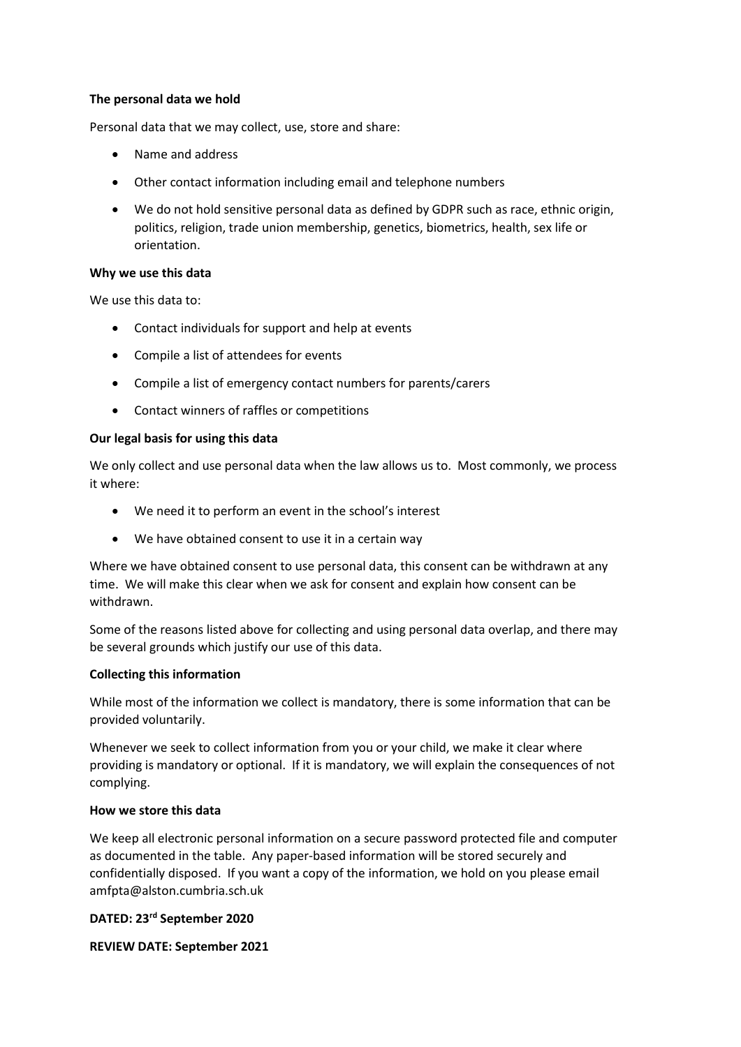**The personal data we hold**

Personal data that we may collect, use, store and share:

- Name and address
- Other contact information including email and telephone numbers
- We do not hold sensitive personal data as defined by GDPR such as race, ethnic origin, politics, religion, trade union membership, genetics, biometrics, health, sex life or orientation.

**Why we use this data**

We use this data to:

- Contact individuals for support and help at events
- Compile a list of attendees for events
- Compile a list of emergency contact numbers for parents/carers
- Contact winners of raffles or competitions

**Our legal basis for using this data**

We only collect and use personal data when the law allows us to. Most commonly, we process it where:

- We need it to perform an event in the school's interest
- We have obtained consent to use it in a certain way

Where we have obtained consent to use personal data, this consent can be withdrawn at any time. We will make this clear when we ask for consent and explain how consent can be withdrawn.

Some of the reasons listed above for collecting and using personal data overlap, and there may be several grounds which justify our use of this data.

**Collecting this information**

While most of the information we collect is mandatory, there is some information that can be provided voluntarily.

Whenever we seek to collect information from you or your child, we make it clear where providing is mandatory or optional. If it is mandatory, we will explain the consequences of not complying.

**How we store this data**

We keep all electronic personal information on a secure password protected file and computer as documented in the table. Any paper-based information will be stored securely and confidentially disposed. If you want a copy of the information, we hold on you please email amfpta@alston.cumbria.sch.uk

**DATED: 23rd September 2020**

**REVIEW DATE: September 2021**